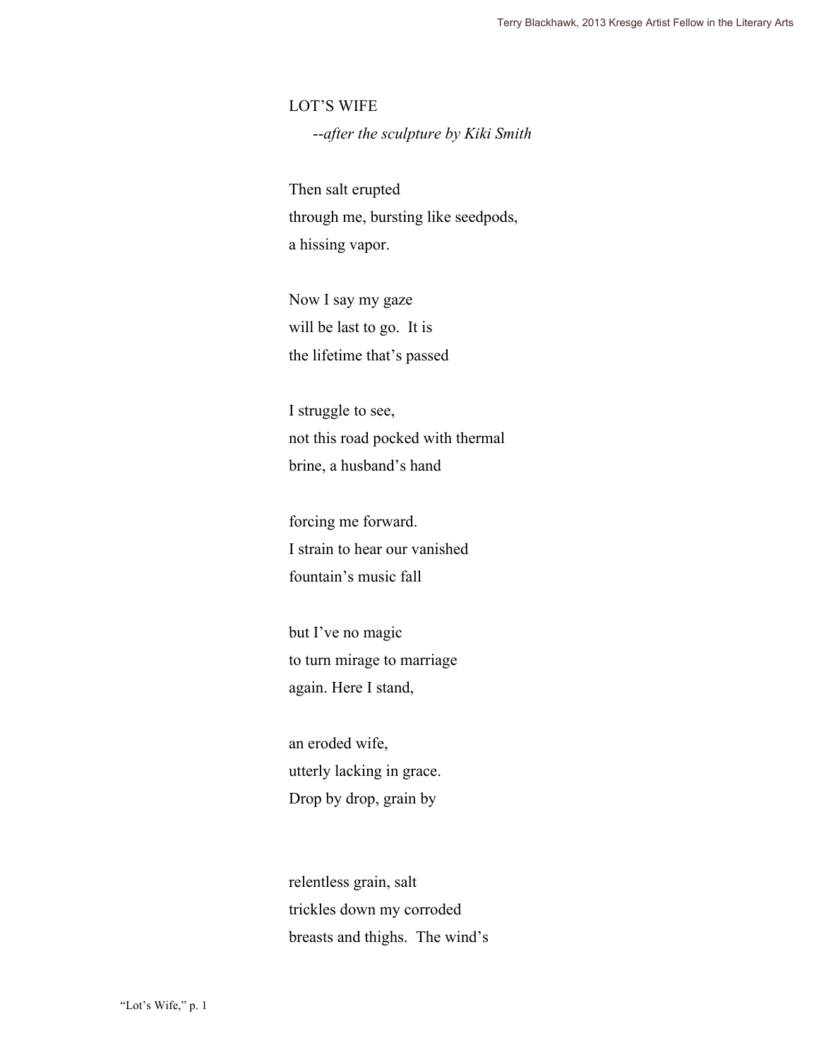# LOT'S WIFE

*--after the sculpture by Kiki Smith*

Then salt erupted  
through me, bursting like seedpods,  
a hissing vapor.

Now I say my gaze  
will be last to go. It is  
the lifetime that's passed

I struggle to see,  
not this road pocked with thermal  
brine, a husband's hand

forcing me forward.  
I strain to hear our vanished  
fountain's music fall

but I've no magic  
to turn mirage to marriage  
again. Here I stand,

an eroded wife,  
utterly lacking in grace.  
Drop by drop, grain by

relentless grain, salt  
trickles down my corroded  
breasts and thighs. The wind's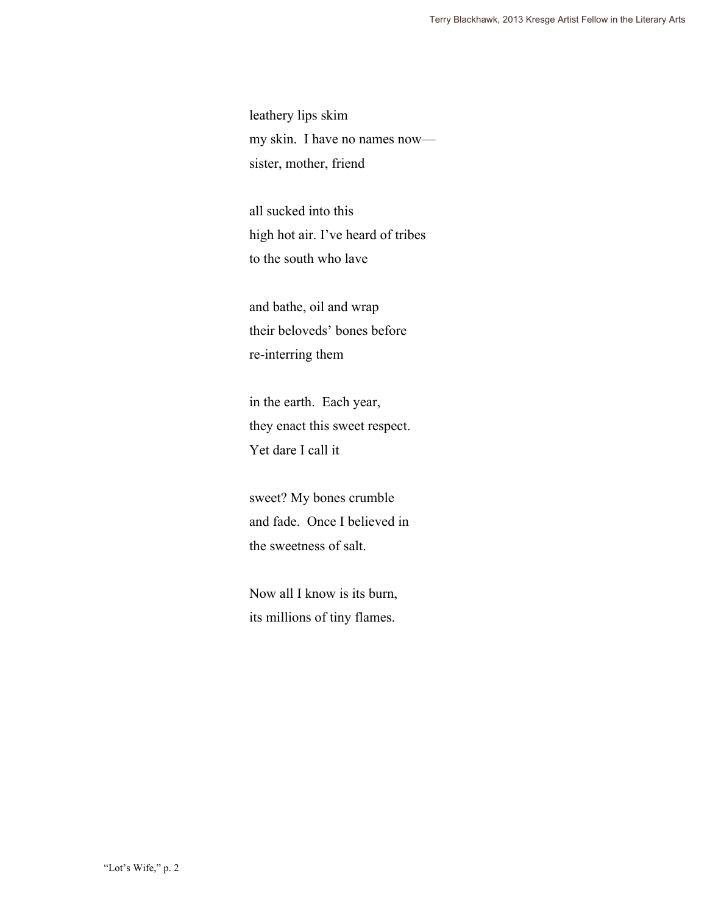leathery lips skim  
my skin.  I have no names now—  
sister, mother, friend

all sucked into this  
high hot air. I've heard of tribes  
to the south who lave

and bathe, oil and wrap  
their beloveds' bones before  
re-interring them

in the earth.  Each year,  
they enact this sweet respect.  
Yet dare I call it

sweet? My bones crumble  
and fade.  Once I believed in  
the sweetness of salt.

Now all I know is its burn,  
its millions of tiny flames.